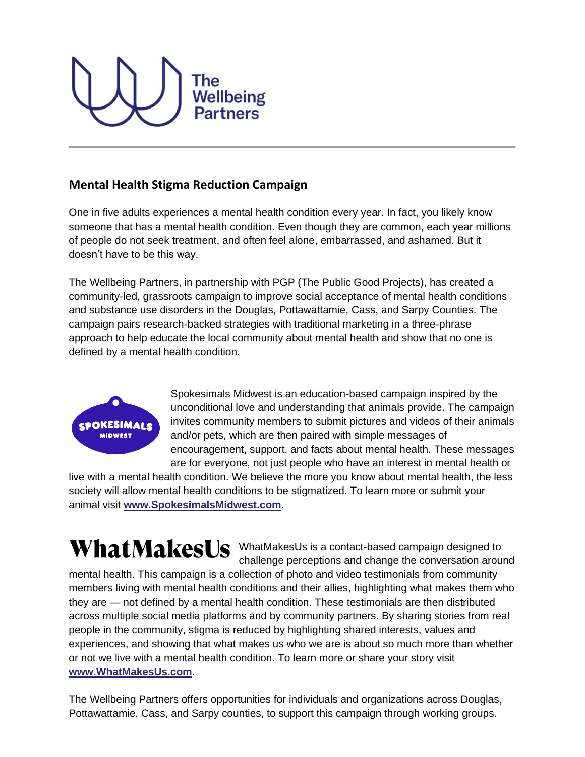The Wellbeing Partners

## Mental Health Stigma Reduction Campaign

One in five adults experiences a mental health condition every year. In fact, you likely know someone that has a mental health condition. Even though they are common, each year millions of people do not seek treatment, and often feel alone, embarrassed, and ashamed. But it doesn't have to be this way.

The Wellbeing Partners, in partnership with PGP (The Public Good Projects), has created a community-led, grassroots campaign to improve social acceptance of mental health conditions and substance use disorders in the Douglas, Pottawattamie, Cass, and Sarpy Counties. The campaign pairs research-backed strategies with traditional marketing in a three-phrase approach to help educate the local community about mental health and show that no one is defined by a mental health condition.

SPOKESIMALS MIDWEST

Spokesimals Midwest is an education-based campaign inspired by the unconditional love and understanding that animals provide. The campaign invites community members to submit pictures and videos of their animals and/or pets, which are then paired with simple messages of encouragement, support, and facts about mental health. These messages are for everyone, not just people who have an interest in mental health or live with a mental health condition. We believe the more you know about mental health, the less society will allow mental health conditions to be stigmatized. To learn more or submit your animal visit **www.SpokesimalsMidwest.com**.

**WhatMakesUs**

WhatMakesUs is a contact-based campaign designed to challenge perceptions and change the conversation around mental health. This campaign is a collection of photo and video testimonials from community members living with mental health conditions and their allies, highlighting what makes them who they are — not defined by a mental health condition. These testimonials are then distributed across multiple social media platforms and by community partners. By sharing stories from real people in the community, stigma is reduced by highlighting shared interests, values and experiences, and showing that what makes us who we are is about so much more than whether or not we live with a mental health condition. To learn more or share your story visit **www.WhatMakesUs.com**.

The Wellbeing Partners offers opportunities for individuals and organizations across Douglas, Pottawattamie, Cass, and Sarpy counties, to support this campaign through working groups.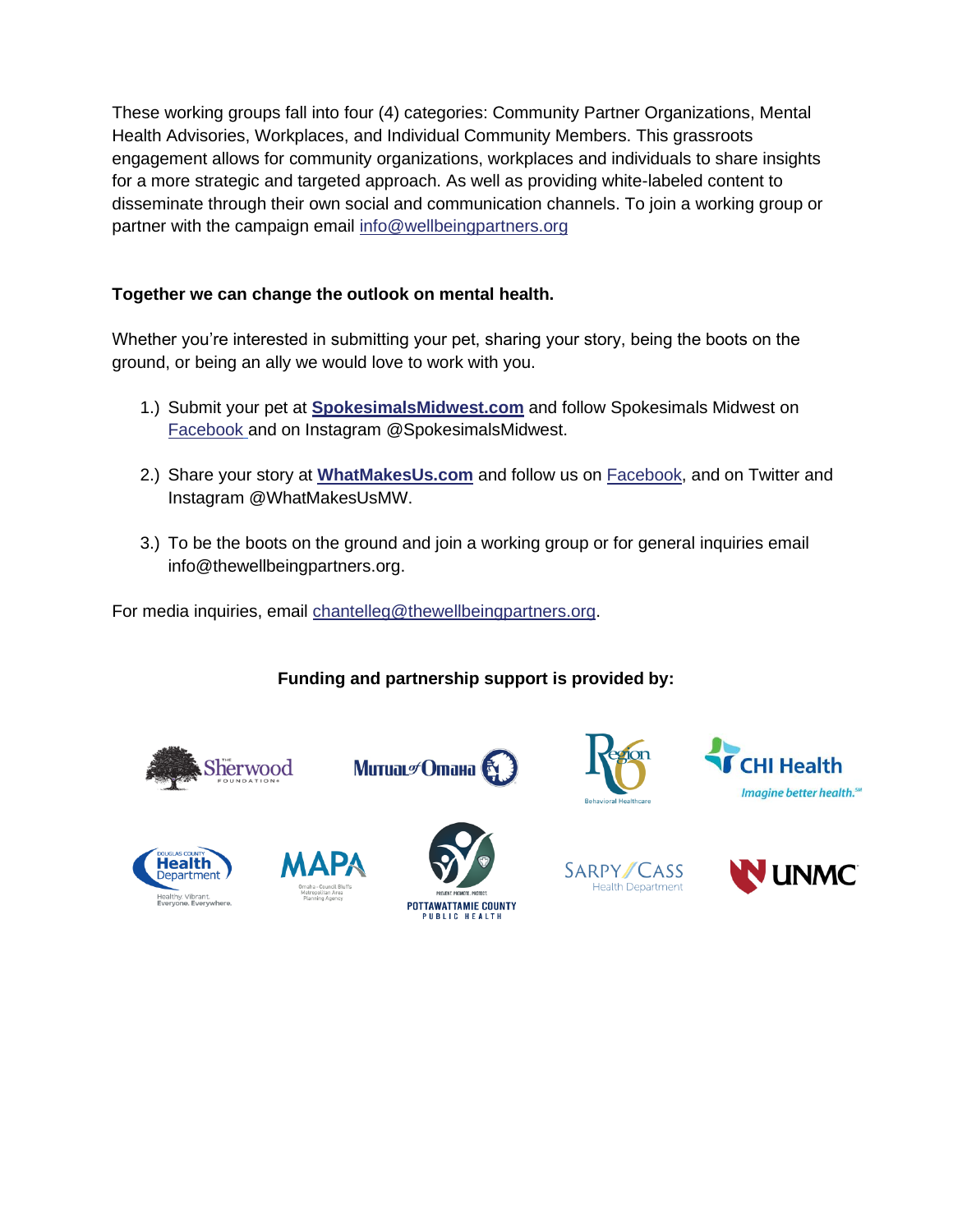These working groups fall into four (4) categories: Community Partner Organizations, Mental Health Advisories, Workplaces, and Individual Community Members. This grassroots engagement allows for community organizations, workplaces and individuals to share insights for a more strategic and targeted approach. As well as providing white-labeled content to disseminate through their own social and communication channels. To join a working group or partner with the campaign email info@wellbeingpartners.org

**Together we can change the outlook on mental health.**

Whether you're interested in submitting your pet, sharing your story, being the boots on the ground, or being an ally we would love to work with you.

1.) Submit your pet at **SpokesimalsMidwest.com** and follow Spokesimals Midwest on Facebook and on Instagram @SpokesimalsMidwest.

2.) Share your story at **WhatMakesUs.com** and follow us on Facebook, and on Twitter and Instagram @WhatMakesUsMW.

3.) To be the boots on the ground and join a working group or for general inquiries email info@thewellbeingpartners.org.

For media inquiries, email chantelleg@thewellbeingpartners.org.

**Funding and partnership support is provided by:**

The Sherwood Foundation
Mutual of Omaha
Region 6 Behavioral Healthcare
CHI Health — Imagine better health.℠
Douglas County Health Department — Healthy. Vibrant. Everyone. Everywhere.
MAPA — Omaha - Council Bluffs Metropolitan Area Planning Agency
Pottawattamie County Public Health — Prevent. Promote. Protect.
Sarpy/Cass Health Department
UNMC